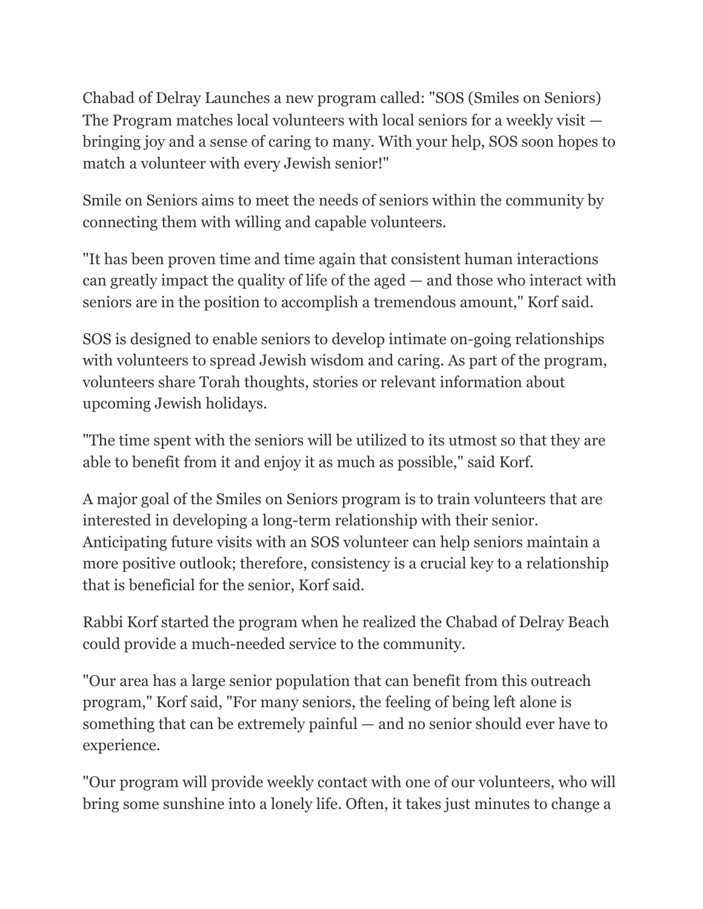Chabad of Delray Launches a new program called: "SOS (Smiles on Seniors) The Program matches local volunteers with local seniors for a weekly visit — bringing joy and a sense of caring to many. With your help, SOS soon hopes to match a volunteer with every Jewish senior!"

Smile on Seniors aims to meet the needs of seniors within the community by connecting them with willing and capable volunteers.

"It has been proven time and time again that consistent human interactions can greatly impact the quality of life of the aged — and those who interact with seniors are in the position to accomplish a tremendous amount," Korf said.

SOS is designed to enable seniors to develop intimate on-going relationships with volunteers to spread Jewish wisdom and caring. As part of the program, volunteers share Torah thoughts, stories or relevant information about upcoming Jewish holidays.

"The time spent with the seniors will be utilized to its utmost so that they are able to benefit from it and enjoy it as much as possible," said Korf.

A major goal of the Smiles on Seniors program is to train volunteers that are interested in developing a long-term relationship with their senior. Anticipating future visits with an SOS volunteer can help seniors maintain a more positive outlook; therefore, consistency is a crucial key to a relationship that is beneficial for the senior, Korf said.

Rabbi Korf started the program when he realized the Chabad of Delray Beach could provide a much-needed service to the community.

"Our area has a large senior population that can benefit from this outreach program," Korf said, "For many seniors, the feeling of being left alone is something that can be extremely painful — and no senior should ever have to experience.

"Our program will provide weekly contact with one of our volunteers, who will bring some sunshine into a lonely life. Often, it takes just minutes to change a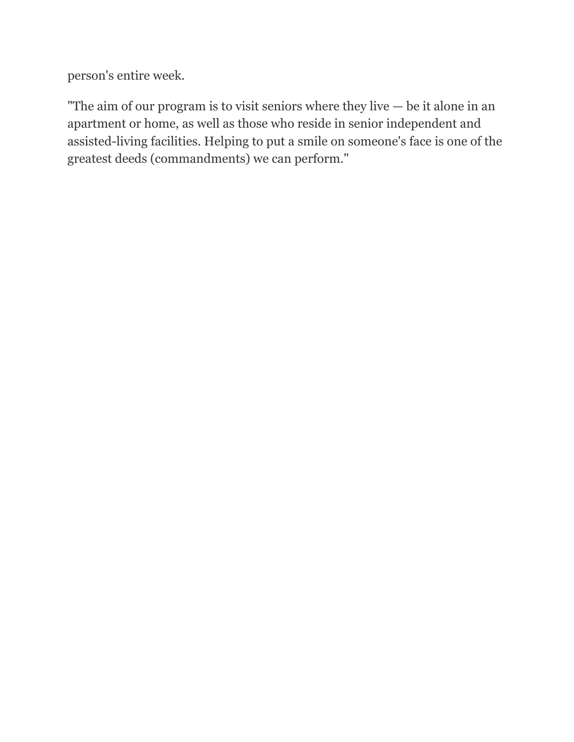person's entire week.

"The aim of our program is to visit seniors where they live — be it alone in an apartment or home, as well as those who reside in senior independent and assisted-living facilities. Helping to put a smile on someone's face is one of the greatest deeds (commandments) we can perform."